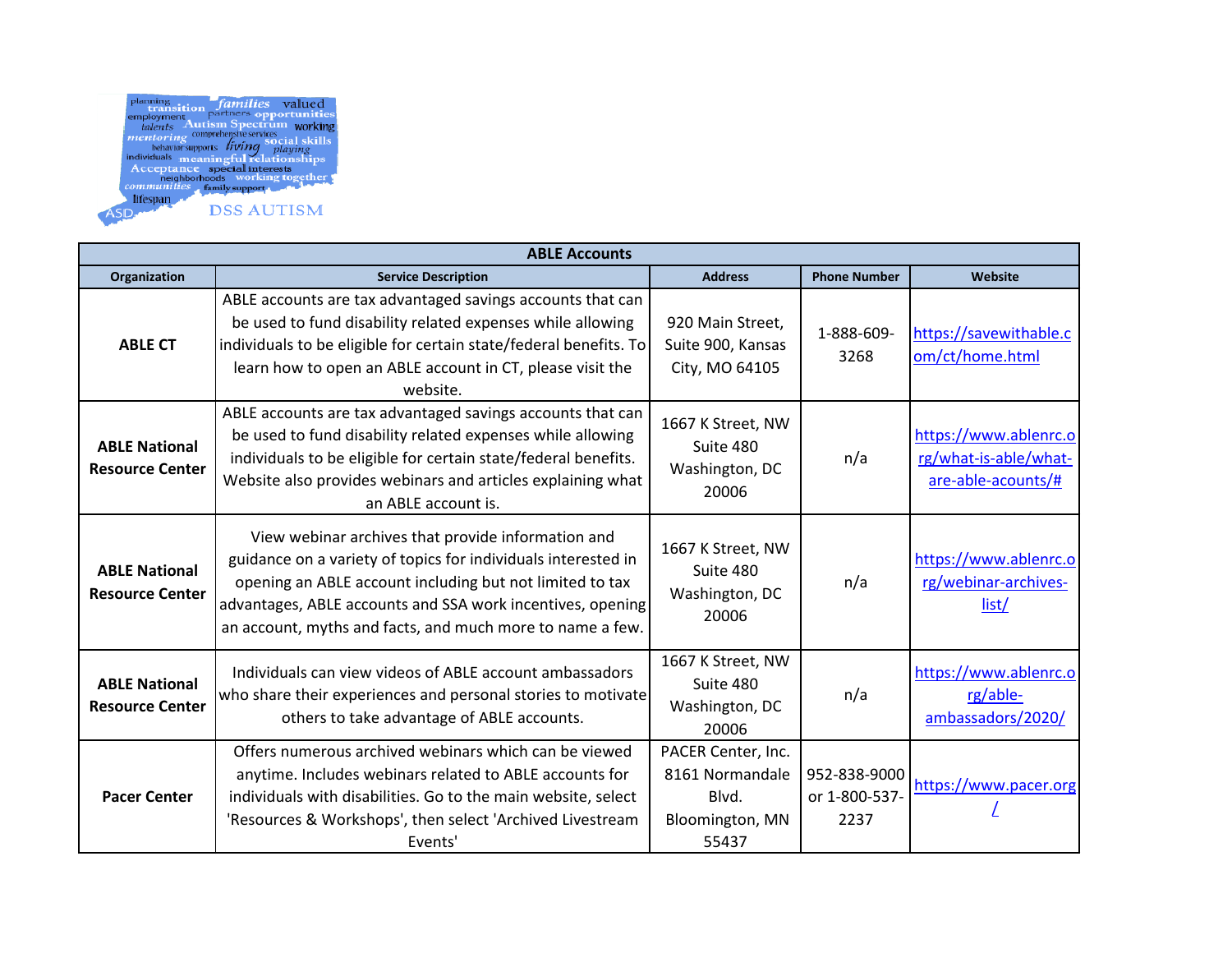| ABLE Accounts | | | | |
|---|---|---|---|---|
| **Organization** | **Service Description** | **Address** | **Phone Number** | **Website** |
| **ABLE CT** | ABLE accounts are tax advantaged savings accounts that can be used to fund disability related expenses while allowing individuals to be eligible for certain state/federal benefits. To learn how to open an ABLE account in CT, please visit the website. | 920 Main Street, Suite 900, Kansas City, MO 64105 | 1-888-609-3268 | https://savewithable.com/ct/home.html |
| **ABLE National Resource Center** | ABLE accounts are tax advantaged savings accounts that can be used to fund disability related expenses while allowing individuals to be eligible for certain state/federal benefits. Website also provides webinars and articles explaining what an ABLE account is. | 1667 K Street, NW Suite 480 Washington, DC 20006 | n/a | https://www.ablenrc.org/what-is-able/what-are-able-acounts/# |
| **ABLE National Resource Center** | View webinar archives that provide information and guidance on a variety of topics for individuals interested in opening an ABLE account including but not limited to tax advantages, ABLE accounts and SSA work incentives, opening an account, myths and facts, and much more to name a few. | 1667 K Street, NW Suite 480 Washington, DC 20006 | n/a | https://www.ablenrc.org/webinar-archives-list/ |
| **ABLE National Resource Center** | Individuals can view videos of ABLE account ambassadors who share their experiences and personal stories to motivate others to take advantage of ABLE accounts. | 1667 K Street, NW Suite 480 Washington, DC 20006 | n/a | https://www.ablenrc.org/able-ambassadors/2020/ |
| **Pacer Center** | Offers numerous archived webinars which can be viewed anytime. Includes webinars related to ABLE accounts for individuals with disabilities. Go to the main website, select 'Resources & Workshops', then select 'Archived Livestream Events' | PACER Center, Inc. 8161 Normandale Blvd. Bloomington, MN 55437 | 952-838-9000 or 1-800-537-2237 | https://www.pacer.org/ |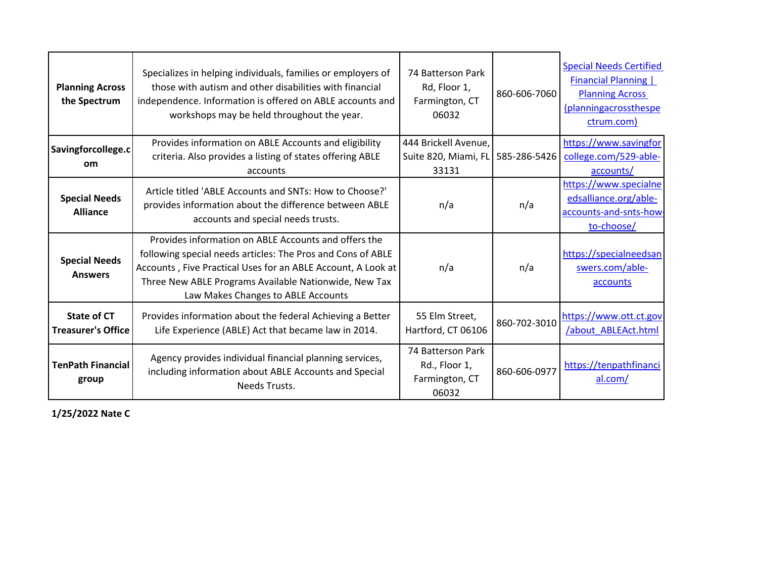| | | | | |
|---|---|---|---|---|
| **Planning Across the Spectrum** | Specializes in helping individuals, families or employers of those with autism and other disabilities with financial independence. Information is offered on ABLE accounts and workshops may be held throughout the year. | 74 Batterson Park Rd, Floor 1, Farmington, CT 06032 | 860-606-7060 | Special Needs Certified Financial Planning \| Planning Across (planningacrossthespectrum.com) |
| **Savingforcollege.com** | Provides information on ABLE Accounts and eligibility criteria. Also provides a listing of states offering ABLE accounts | 444 Brickell Avenue, Suite 820, Miami, FL 33131 | 585-286-5426 | https://www.savingforcollege.com/529-able-accounts/ |
| **Special Needs Alliance** | Article titled 'ABLE Accounts and SNTs: How to Choose?' provides information about the difference between ABLE accounts and special needs trusts. | n/a | n/a | https://www.specialneedsalliance.org/able-accounts-and-snts-how-to-choose/ |
| **Special Needs Answers** | Provides information on ABLE Accounts and offers the following special needs articles: The Pros and Cons of ABLE Accounts , Five Practical Uses for an ABLE Account, A Look at Three New ABLE Programs Available Nationwide, New Tax Law Makes Changes to ABLE Accounts | n/a | n/a | https://specialneedsanswers.com/able-accounts |
| **State of CT Treasurer's Office** | Provides information about the federal Achieving a Better Life Experience (ABLE) Act that became law in 2014. | 55 Elm Street, Hartford, CT 06106 | 860-702-3010 | https://www.ott.ct.gov/about_ABLEAct.html |
| **TenPath Financial group** | Agency provides individual financial planning services, including information about ABLE Accounts and Special Needs Trusts. | 74 Batterson Park Rd., Floor 1, Farmington, CT 06032 | 860-606-0977 | https://tenpathfinancial.com/ |

**1/25/2022 Nate C**